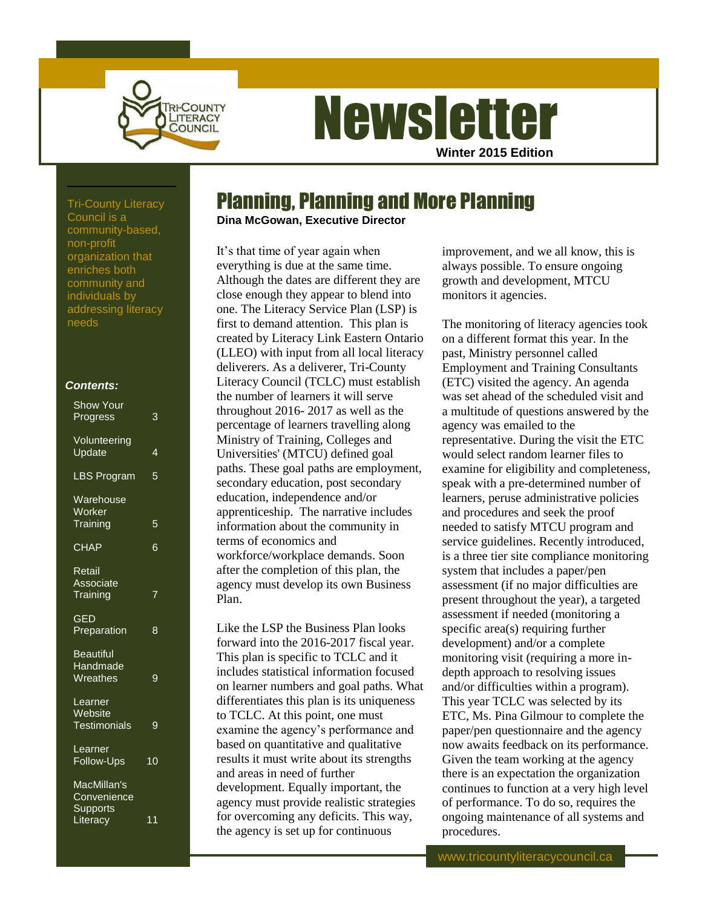# Newsletter

**Winter 2015 Edition**

Tri-County Literacy Council is a community-based, non-profit organization that enriches both community and individuals by addressing literacy needs

***Contents:***

| | |
|---|---|
| Show Your Progress | 3 |
| Volunteering Update | 4 |
| LBS Program | 5 |
| Warehouse Worker Training | 5 |
| CHAP | 6 |
| Retail Associate Training | 7 |
| GED Preparation | 8 |
| Beautiful Handmade Wreathes | 9 |
| Learner Website Testimonials | 9 |
| Learner Follow-Ups | 10 |
| MacMillan's Convenience Supports Literacy | 11 |

## Planning, Planning and More Planning

**Dina McGowan, Executive Director**

It's that time of year again when everything is due at the same time. Although the dates are different they are close enough they appear to blend into one. The Literacy Service Plan (LSP) is first to demand attention. This plan is created by Literacy Link Eastern Ontario (LLEO) with input from all local literacy deliverers. As a deliverer, Tri-County Literacy Council (TCLC) must establish the number of learners it will serve throughout 2016- 2017 as well as the percentage of learners travelling along Ministry of Training, Colleges and Universities' (MTCU) defined goal paths. These goal paths are employment, secondary education, post secondary education, independence and/or apprenticeship. The narrative includes information about the community in terms of economics and workforce/workplace demands. Soon after the completion of this plan, the agency must develop its own Business Plan.

Like the LSP the Business Plan looks forward into the 2016-2017 fiscal year. This plan is specific to TCLC and it includes statistical information focused on learner numbers and goal paths. What differentiates this plan is its uniqueness to TCLC. At this point, one must examine the agency's performance and based on quantitative and qualitative results it must write about its strengths and areas in need of further development. Equally important, the agency must provide realistic strategies for overcoming any deficits. This way, the agency is set up for continuous improvement, and we all know, this is always possible. To ensure ongoing growth and development, MTCU monitors it agencies.

The monitoring of literacy agencies took on a different format this year. In the past, Ministry personnel called Employment and Training Consultants (ETC) visited the agency. An agenda was set ahead of the scheduled visit and a multitude of questions answered by the agency was emailed to the representative. During the visit the ETC would select random learner files to examine for eligibility and completeness, speak with a pre-determined number of learners, peruse administrative policies and procedures and seek the proof needed to satisfy MTCU program and service guidelines. Recently introduced, is a three tier site compliance monitoring system that includes a paper/pen assessment (if no major difficulties are present throughout the year), a targeted assessment if needed (monitoring a specific area(s) requiring further development) and/or a complete monitoring visit (requiring a more in-depth approach to resolving issues and/or difficulties within a program). This year TCLC was selected by its ETC, Ms. Pina Gilmour to complete the paper/pen questionnaire and the agency now awaits feedback on its performance. Given the team working at the agency there is an expectation the organization continues to function at a very high level of performance. To do so, requires the ongoing maintenance of all systems and procedures.

www.tricountyliteracycouncil.ca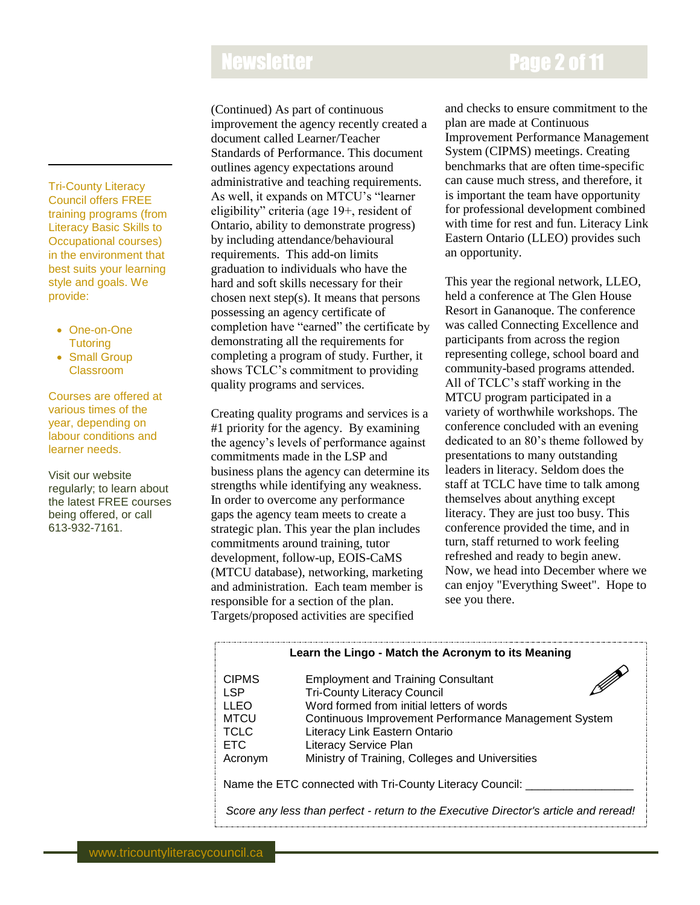(Continued) As part of continuous improvement the agency recently created a document called Learner/Teacher Standards of Performance. This document outlines agency expectations around administrative and teaching requirements. As well, it expands on MTCU's "learner eligibility" criteria (age 19+, resident of Ontario, ability to demonstrate progress) by including attendance/behavioural requirements. This add-on limits graduation to individuals who have the hard and soft skills necessary for their chosen next step(s). It means that persons possessing an agency certificate of completion have "earned" the certificate by demonstrating all the requirements for completing a program of study. Further, it shows TCLC's commitment to providing quality programs and services.

Creating quality programs and services is a #1 priority for the agency. By examining the agency's levels of performance against commitments made in the LSP and business plans the agency can determine its strengths while identifying any weakness. In order to overcome any performance gaps the agency team meets to create a strategic plan. This year the plan includes commitments around training, tutor development, follow-up, EOIS-CaMS (MTCU database), networking, marketing and administration. Each team member is responsible for a section of the plan. Targets/proposed activities are specified and checks to ensure commitment to the plan are made at Continuous Improvement Performance Management System (CIPMS) meetings. Creating benchmarks that are often time-specific can cause much stress, and therefore, it is important the team have opportunity for professional development combined with time for rest and fun. Literacy Link Eastern Ontario (LLEO) provides such an opportunity.

This year the regional network, LLEO, held a conference at The Glen House Resort in Gananoque. The conference was called Connecting Excellence and participants from across the region representing college, school board and community-based programs attended. All of TCLC's staff working in the MTCU program participated in a variety of worthwhile workshops. The conference concluded with an evening dedicated to an 80's theme followed by presentations to many outstanding leaders in literacy. Seldom does the staff at TCLC have time to talk among themselves about anything except literacy. They are just too busy. This conference provided the time, and in turn, staff returned to work feeling refreshed and ready to begin anew. Now, we head into December where we can enjoy "Everything Sweet". Hope to see you there.

Tri-County Literacy Council offers FREE training programs (from Literacy Basic Skills to Occupational courses) in the environment that best suits your learning style and goals. We provide:

- One-on-One Tutoring
- Small Group Classroom

Courses are offered at various times of the year, depending on labour conditions and learner needs.

Visit our website regularly; to learn about the latest FREE courses being offered, or call 613-932-7161.

**Learn the Lingo - Match the Acronym to its Meaning**

| | |
|---|---|
| CIPMS | Employment and Training Consultant |
| LSP | Tri-County Literacy Council |
| LLEO | Word formed from initial letters of words |
| MTCU | Continuous Improvement Performance Management System |
| TCLC | Literacy Link Eastern Ontario |
| ETC | Literacy Service Plan |
| Acronym | Ministry of Training, Colleges and Universities |

Name the ETC connected with Tri-County Literacy Council: _________________

*Score any less than perfect - return to the Executive Director's article and reread!*

www.tricountyliteracycouncil.ca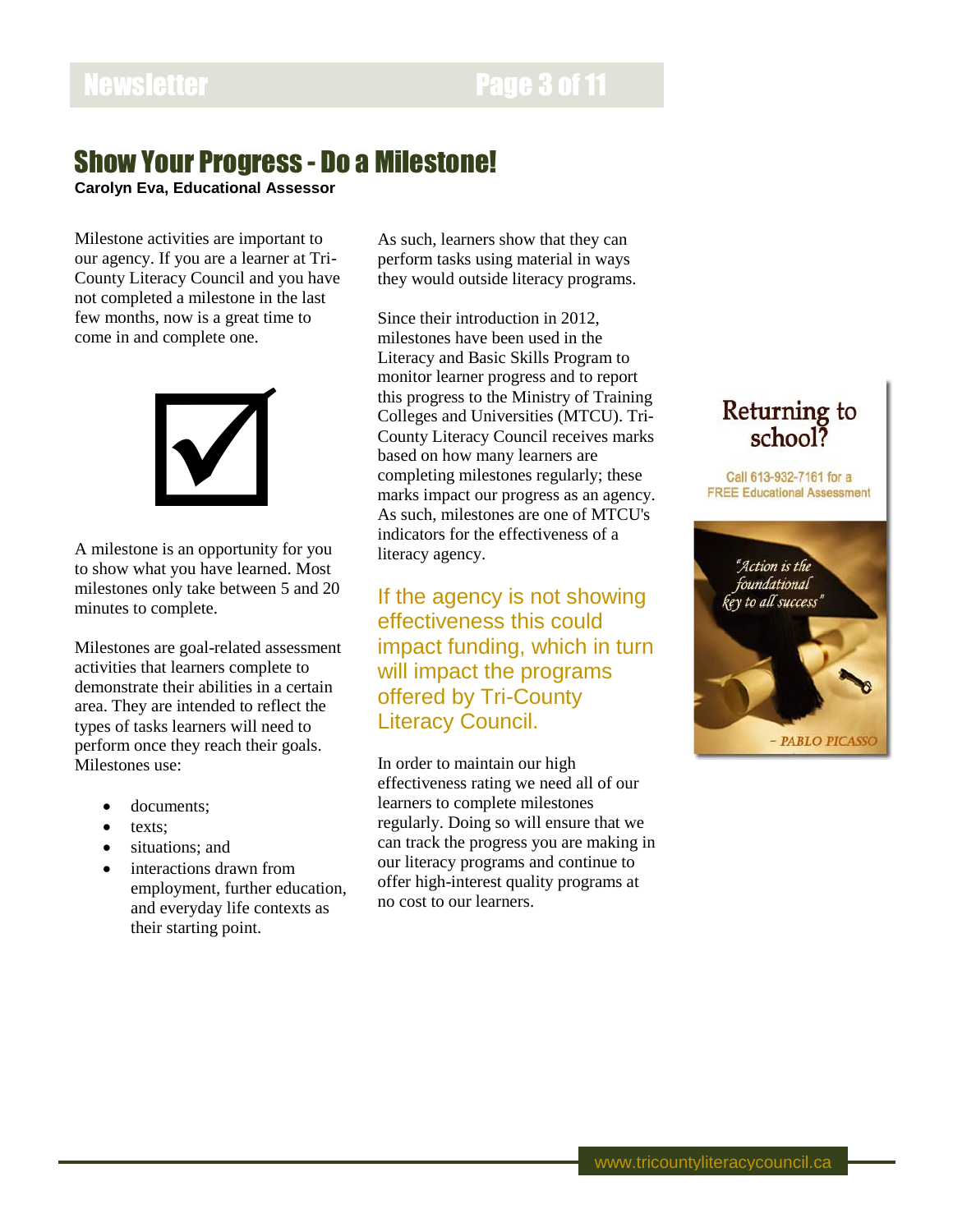# Show Your Progress - Do a Milestone!

**Carolyn Eva, Educational Assessor**

Milestone activities are important to our agency. If you are a learner at Tri-County Literacy Council and you have not completed a milestone in the last few months, now is a great time to come in and complete one.

☑

A milestone is an opportunity for you to show what you have learned. Most milestones only take between 5 and 20 minutes to complete.

Milestones are goal-related assessment activities that learners complete to demonstrate their abilities in a certain area. They are intended to reflect the types of tasks learners will need to perform once they reach their goals. Milestones use:

- documents;
- texts;
- situations; and
- interactions drawn from employment, further education, and everyday life contexts as their starting point.

As such, learners show that they can perform tasks using material in ways they would outside literacy programs.

Since their introduction in 2012, milestones have been used in the Literacy and Basic Skills Program to monitor learner progress and to report this progress to the Ministry of Training Colleges and Universities (MTCU). Tri-County Literacy Council receives marks based on how many learners are completing milestones regularly; these marks impact our progress as an agency. As such, milestones are one of MTCU's indicators for the effectiveness of a literacy agency.

If the agency is not showing effectiveness this could impact funding, which in turn will impact the programs offered by Tri-County Literacy Council.

In order to maintain our high effectiveness rating we need all of our learners to complete milestones regularly. Doing so will ensure that we can track the progress you are making in our literacy programs and continue to offer high-interest quality programs at no cost to our learners.

**Returning to school?**

Call 613-932-7161 for a FREE Educational Assessment

"Action is the foundational key to all success"

- PABLO PICASSO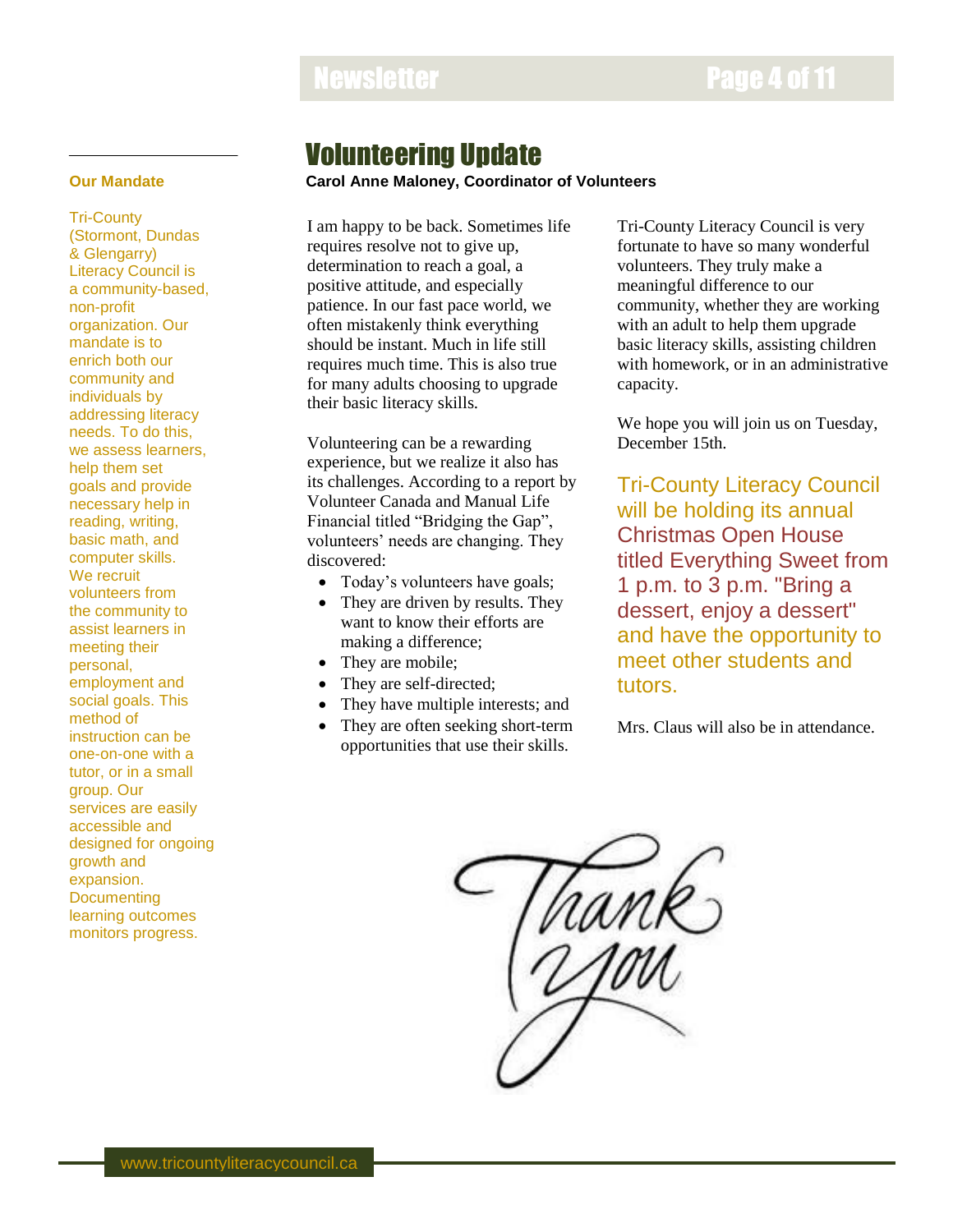## Our Mandate

Tri-County (Stormont, Dundas & Glengarry) Literacy Council is a community-based, non-profit organization. Our mandate is to enrich both our community and individuals by addressing literacy needs. To do this, we assess learners, help them set goals and provide necessary help in reading, writing, basic math, and computer skills. We recruit volunteers from the community to assist learners in meeting their personal, employment and social goals. This method of instruction can be one-on-one with a tutor, or in a small group. Our services are easily accessible and designed for ongoing growth and expansion. Documenting learning outcomes monitors progress.

# Volunteering Update

**Carol Anne Maloney, Coordinator of Volunteers**

I am happy to be back. Sometimes life requires resolve not to give up, determination to reach a goal, a positive attitude, and especially patience. In our fast pace world, we often mistakenly think everything should be instant. Much in life still requires much time. This is also true for many adults choosing to upgrade their basic literacy skills.

Volunteering can be a rewarding experience, but we realize it also has its challenges. According to a report by Volunteer Canada and Manual Life Financial titled “Bridging the Gap”, volunteers’ needs are changing. They discovered:

- Today’s volunteers have goals;
- They are driven by results. They want to know their efforts are making a difference;
- They are mobile;
- They are self-directed;
- They have multiple interests; and
- They are often seeking short-term opportunities that use their skills.

Tri-County Literacy Council is very fortunate to have so many wonderful volunteers. They truly make a meaningful difference to our community, whether they are working with an adult to help them upgrade basic literacy skills, assisting children with homework, or in an administrative capacity.

We hope you will join us on Tuesday, December 15th.

Tri-County Literacy Council will be holding its annual Christmas Open House titled Everything Sweet from 1 p.m. to 3 p.m. "Bring a dessert, enjoy a dessert" and have the opportunity to meet other students and tutors.

Mrs. Claus will also be in attendance.

Thank you

www.tricountyliteracycouncil.ca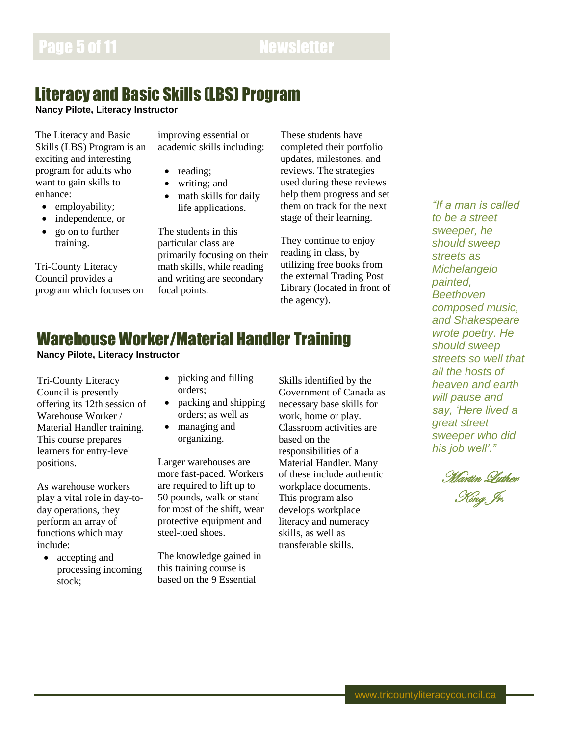## Literacy and Basic Skills (LBS) Program

**Nancy Pilote, Literacy Instructor**

The Literacy and Basic Skills (LBS) Program is an exciting and interesting program for adults who want to gain skills to enhance:

- employability;
- independence, or
- go on to further training.

Tri-County Literacy Council provides a program which focuses on improving essential or academic skills including:

- reading;
- writing; and
- math skills for daily life applications.

The students in this particular class are primarily focusing on their math skills, while reading and writing are secondary focal points.

These students have completed their portfolio updates, milestones, and reviews. The strategies used during these reviews help them progress and set them on track for the next stage of their learning.

They continue to enjoy reading in class, by utilizing free books from the external Trading Post Library (located in front of the agency).

## Warehouse Worker/Material Handler Training

**Nancy Pilote, Literacy Instructor**

Tri-County Literacy Council is presently offering its 12th session of Warehouse Worker / Material Handler training. This course prepares learners for entry-level positions.

As warehouse workers play a vital role in day-to-day operations, they perform an array of functions which may include:

- accepting and processing incoming stock;
- picking and filling orders;
- packing and shipping orders; as well as
- managing and organizing.

Larger warehouses are more fast-paced. Workers are required to lift up to 50 pounds, walk or stand for most of the shift, wear protective equipment and steel-toed shoes.

The knowledge gained in this training course is based on the 9 Essential Skills identified by the Government of Canada as necessary base skills for work, home or play. Classroom activities are based on the responsibilities of a Material Handler. Many of these include authentic workplace documents. This program also develops workplace literacy and numeracy skills, as well as transferable skills.

*"If a man is called to be a street sweeper, he should sweep streets as Michelangelo painted, Beethoven composed music, and Shakespeare wrote poetry. He should sweep streets so well that all the hosts of heaven and earth will pause and say, 'Here lived a great street sweeper who did his job well'."*

*Martin Luther King Jr.*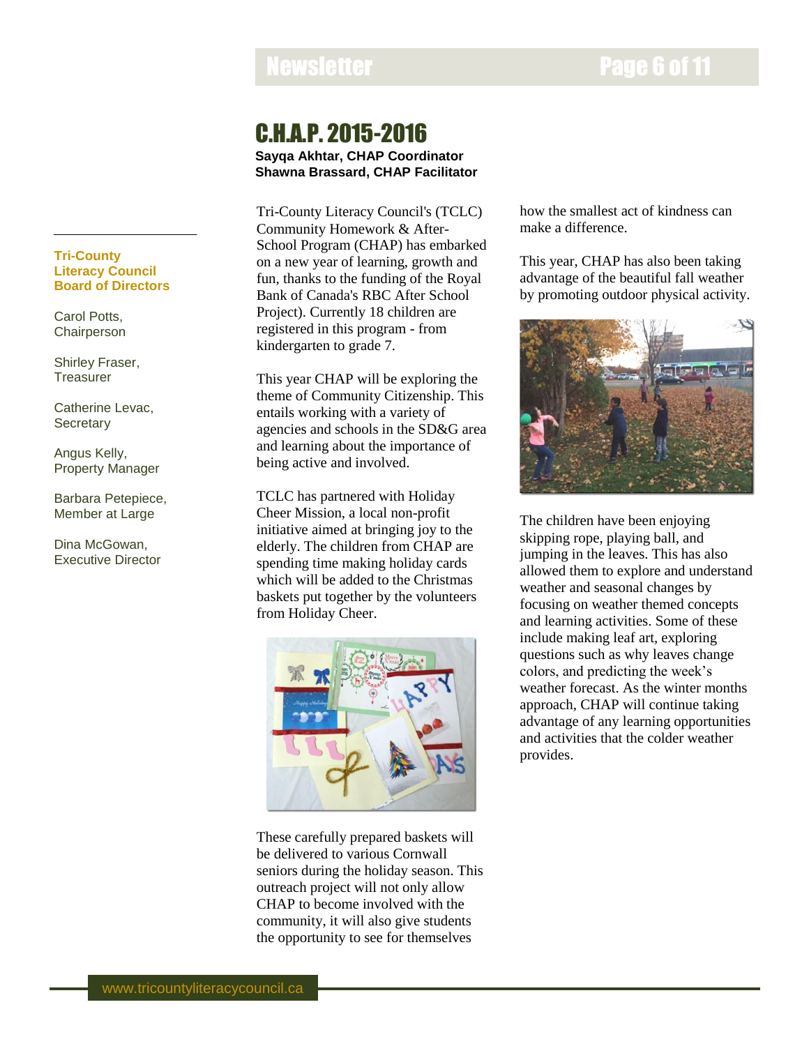# C.H.A.P. 2015-2016

**Sayqa Akhtar, CHAP Coordinator**
**Shawna Brassard, CHAP Facilitator**

Tri-County Literacy Council's (TCLC) Community Homework & After-School Program (CHAP) has embarked on a new year of learning, growth and fun, thanks to the funding of the Royal Bank of Canada's RBC After School Project). Currently 18 children are registered in this program - from kindergarten to grade 7.

This year CHAP will be exploring the theme of Community Citizenship. This entails working with a variety of agencies and schools in the SD&G area and learning about the importance of being active and involved.

TCLC has partnered with Holiday Cheer Mission, a local non-profit initiative aimed at bringing joy to the elderly. The children from CHAP are spending time making holiday cards which will be added to the Christmas baskets put together by the volunteers from Holiday Cheer.

These carefully prepared baskets will be delivered to various Cornwall seniors during the holiday season. This outreach project will not only allow CHAP to become involved with the community, it will also give students the opportunity to see for themselves how the smallest act of kindness can make a difference.

This year, CHAP has also been taking advantage of the beautiful fall weather by promoting outdoor physical activity.

The children have been enjoying skipping rope, playing ball, and jumping in the leaves. This has also allowed them to explore and understand weather and seasonal changes by focusing on weather themed concepts and learning activities. Some of these include making leaf art, exploring questions such as why leaves change colors, and predicting the week's weather forecast. As the winter months approach, CHAP will continue taking advantage of any learning opportunities and activities that the colder weather provides.

**Tri-County Literacy Council Board of Directors**

Carol Potts, Chairperson

Shirley Fraser, Treasurer

Catherine Levac, Secretary

Angus Kelly, Property Manager

Barbara Petepiece, Member at Large

Dina McGowan, Executive Director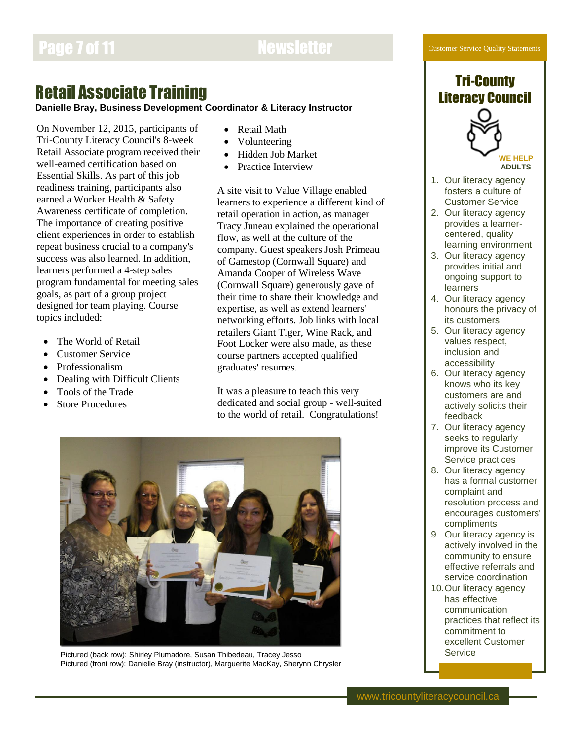## Retail Associate Training

**Danielle Bray, Business Development Coordinator & Literacy Instructor**

On November 12, 2015, participants of Tri-County Literacy Council's 8-week Retail Associate program received their well-earned certification based on Essential Skills. As part of this job readiness training, participants also earned a Worker Health & Safety Awareness certificate of completion. The importance of creating positive client experiences in order to establish repeat business crucial to a company's success was also learned. In addition, learners performed a 4-step sales program fundamental for meeting sales goals, as part of a group project designed for team playing. Course topics included:

- The World of Retail
- Customer Service
- Professionalism
- Dealing with Difficult Clients
- Tools of the Trade
- Store Procedures
- Retail Math
- Volunteering
- Hidden Job Market
- Practice Interview

A site visit to Value Village enabled learners to experience a different kind of retail operation in action, as manager Tracy Juneau explained the operational flow, as well at the culture of the company. Guest speakers Josh Primeau of Gamestop (Cornwall Square) and Amanda Cooper of Wireless Wave (Cornwall Square) generously gave of their time to share their knowledge and expertise, as well as extend learners' networking efforts. Job links with local retailers Giant Tiger, Wine Rack, and Foot Locker were also made, as these course partners accepted qualified graduates' resumes.

It was a pleasure to teach this very dedicated and social group - well-suited to the world of retail. Congratulations!

Pictured (back row): Shirley Plumadore, Susan Thibedeau, Tracey Jesso
Pictured (front row): Danielle Bray (instructor), Marguerite MacKay, Sherynn Chrysler

### Customer Service Quality Statements

**Tri-County Literacy Council**

WE HELP ADULTS

1. Our literacy agency fosters a culture of Customer Service
2. Our literacy agency provides a learner-centered, quality learning environment
3. Our literacy agency provides initial and ongoing support to learners
4. Our literacy agency honours the privacy of its customers
5. Our literacy agency values respect, inclusion and accessibility
6. Our literacy agency knows who its key customers are and actively solicits their feedback
7. Our literacy agency seeks to regularly improve its Customer Service practices
8. Our literacy agency has a formal customer complaint and resolution process and encourages customers' compliments
9. Our literacy agency is actively involved in the community to ensure effective referrals and service coordination
10. Our literacy agency has effective communication practices that reflect its commitment to excellent Customer Service

www.tricountyliteracycouncil.ca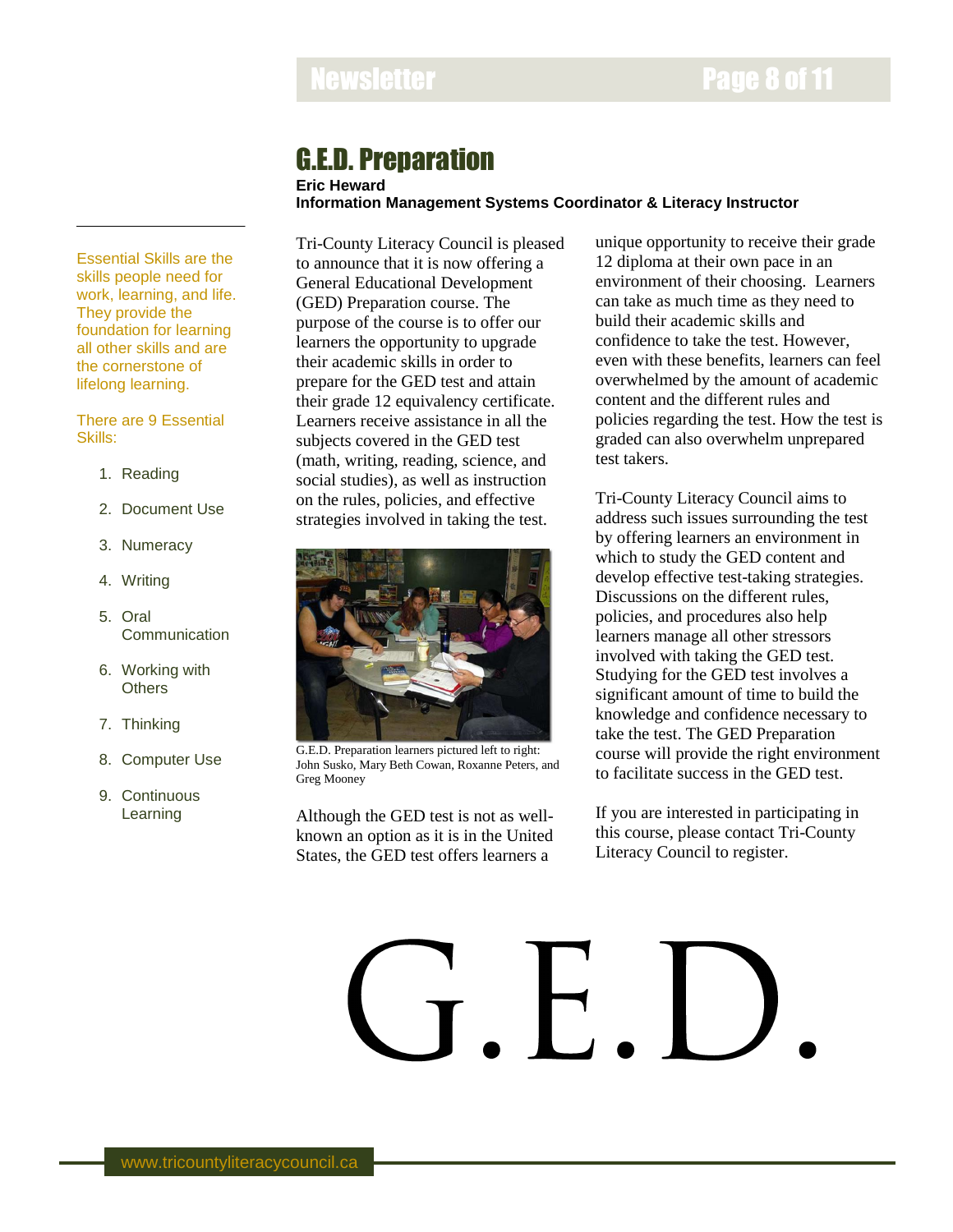# G.E.D. Preparation

**Eric Heward**
**Information Management Systems Coordinator & Literacy Instructor**

Tri-County Literacy Council is pleased to announce that it is now offering a General Educational Development (GED) Preparation course. The purpose of the course is to offer our learners the opportunity to upgrade their academic skills in order to prepare for the GED test and attain their grade 12 equivalency certificate. Learners receive assistance in all the subjects covered in the GED test (math, writing, reading, science, and social studies), as well as instruction on the rules, policies, and effective strategies involved in taking the test.

G.E.D. Preparation learners pictured left to right: John Susko, Mary Beth Cowan, Roxanne Peters, and Greg Mooney

Although the GED test is not as well-known an option as it is in the United States, the GED test offers learners a unique opportunity to receive their grade 12 diploma at their own pace in an environment of their choosing. Learners can take as much time as they need to build their academic skills and confidence to take the test. However, even with these benefits, learners can feel overwhelmed by the amount of academic content and the different rules and policies regarding the test. How the test is graded can also overwhelm unprepared test takers.

Tri-County Literacy Council aims to address such issues surrounding the test by offering learners an environment in which to study the GED content and develop effective test-taking strategies. Discussions on the different rules, policies, and procedures also help learners manage all other stressors involved with taking the GED test. Studying for the GED test involves a significant amount of time to build the knowledge and confidence necessary to take the test. The GED Preparation course will provide the right environment to facilitate success in the GED test.

If you are interested in participating in this course, please contact Tri-County Literacy Council to register.

G.E.D.

---

Essential Skills are the skills people need for work, learning, and life. They provide the foundation for learning all other skills and are the cornerstone of lifelong learning.

There are 9 Essential Skills:

1. Reading
2. Document Use
3. Numeracy
4. Writing
5. Oral Communication
6. Working with Others
7. Thinking
8. Computer Use
9. Continuous Learning

www.tricountyliteracycouncil.ca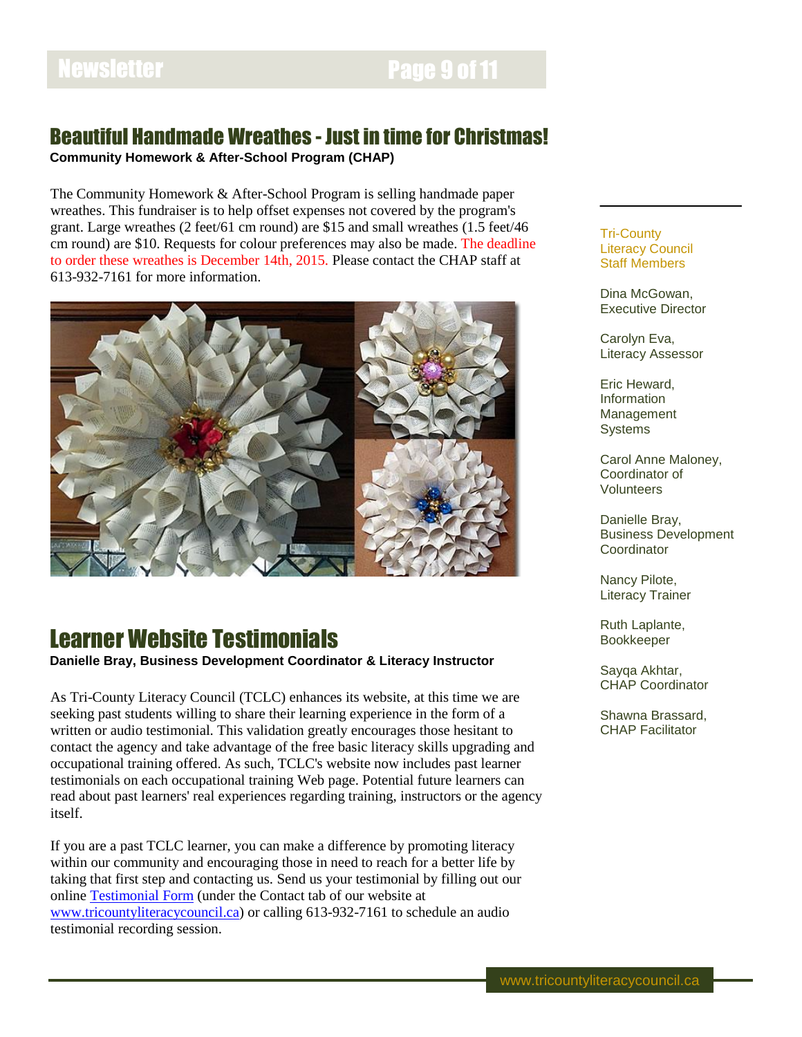## Beautiful Handmade Wreathes - Just in time for Christmas!

**Community Homework & After-School Program (CHAP)**

The Community Homework & After-School Program is selling handmade paper wreathes. This fundraiser is to help offset expenses not covered by the program's grant. Large wreathes (2 feet/61 cm round) are $15 and small wreathes (1.5 feet/46 cm round) are $10. Requests for colour preferences may also be made. The deadline to order these wreathes is December 14th, 2015. Please contact the CHAP staff at 613-932-7161 for more information.

## Learner Website Testimonials

**Danielle Bray, Business Development Coordinator & Literacy Instructor**

As Tri-County Literacy Council (TCLC) enhances its website, at this time we are seeking past students willing to share their learning experience in the form of a written or audio testimonial. This validation greatly encourages those hesitant to contact the agency and take advantage of the free basic literacy skills upgrading and occupational training offered. As such, TCLC's website now includes past learner testimonials on each occupational training Web page. Potential future learners can read about past learners' real experiences regarding training, instructors or the agency itself.

If you are a past TCLC learner, you can make a difference by promoting literacy within our community and encouraging those in need to reach for a better life by taking that first step and contacting us. Send us your testimonial by filling out our online Testimonial Form (under the Contact tab of our website at www.tricountyliteracycouncil.ca) or calling 613-932-7161 to schedule an audio testimonial recording session.

---

Tri-County Literacy Council Staff Members

Dina McGowan, Executive Director

Carolyn Eva, Literacy Assessor

Eric Heward, Information Management Systems

Carol Anne Maloney, Coordinator of Volunteers

Danielle Bray, Business Development Coordinator

Nancy Pilote, Literacy Trainer

Ruth Laplante, Bookkeeper

Sayqa Akhtar, CHAP Coordinator

Shawna Brassard, CHAP Facilitator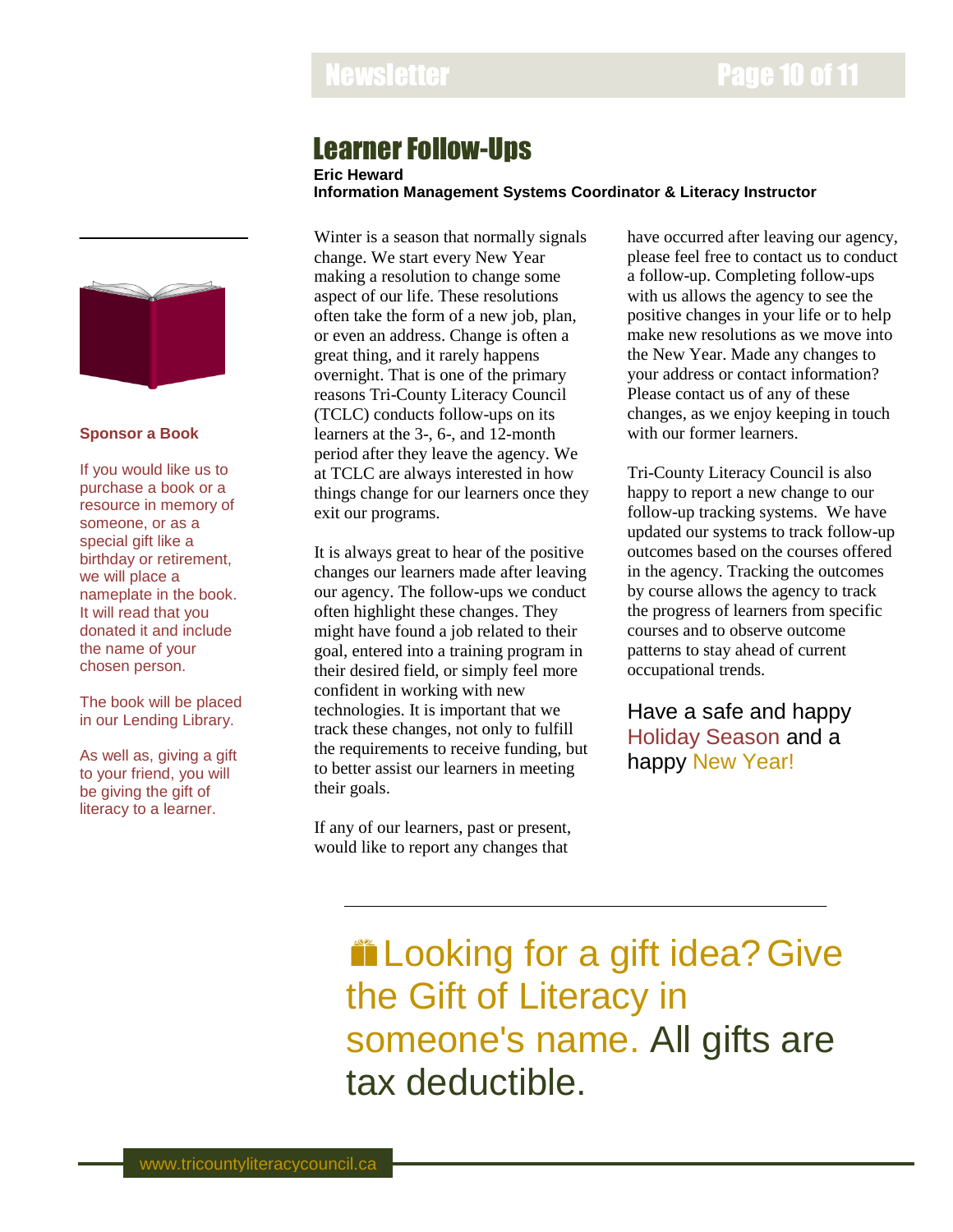## Learner Follow-Ups

**Eric Heward**
**Information Management Systems Coordinator & Literacy Instructor**

Winter is a season that normally signals change. We start every New Year making a resolution to change some aspect of our life. These resolutions often take the form of a new job, plan, or even an address. Change is often a great thing, and it rarely happens overnight. That is one of the primary reasons Tri-County Literacy Council (TCLC) conducts follow-ups on its learners at the 3-, 6-, and 12-month period after they leave the agency. We at TCLC are always interested in how things change for our learners once they exit our programs.

It is always great to hear of the positive changes our learners made after leaving our agency. The follow-ups we conduct often highlight these changes. They might have found a job related to their goal, entered into a training program in their desired field, or simply feel more confident in working with new technologies. It is important that we track these changes, not only to fulfill the requirements to receive funding, but to better assist our learners in meeting their goals.

If any of our learners, past or present, would like to report any changes that have occurred after leaving our agency, please feel free to contact us to conduct a follow-up. Completing follow-ups with us allows the agency to see the positive changes in your life or to help make new resolutions as we move into the New Year. Made any changes to your address or contact information? Please contact us of any of these changes, as we enjoy keeping in touch with our former learners.

Tri-County Literacy Council is also happy to report a new change to our follow-up tracking systems. We have updated our systems to track follow-up outcomes based on the courses offered in the agency. Tracking the outcomes by course allows the agency to track the progress of learners from specific courses and to observe outcome patterns to stay ahead of current occupational trends.

Have a safe and happy Holiday Season and a happy New Year!

### Sponsor a Book

If you would like us to purchase a book or a resource in memory of someone, or as a special gift like a birthday or retirement, we will place a nameplate in the book. It will read that you donated it and include the name of your chosen person.

The book will be placed in our Lending Library.

As well as, giving a gift to your friend, you will be giving the gift of literacy to a learner.

---

Looking for a gift idea? Give the Gift of Literacy in someone's name. All gifts are tax deductible.

www.tricountyliteracycouncil.ca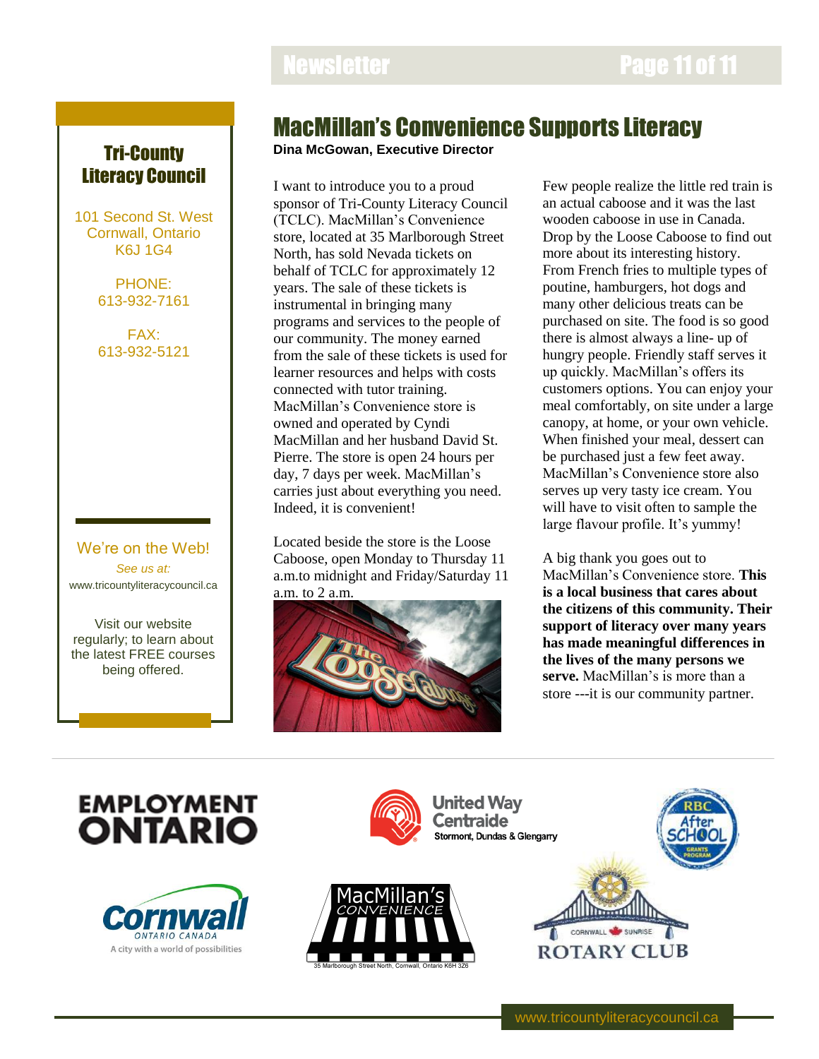## Tri-County Literacy Council

101 Second St. West
Cornwall, Ontario
K6J 1G4

PHONE:
613-932-7161

FAX:
613-932-5121

We're on the Web!

*See us at:*

www.tricountyliteracycouncil.ca

Visit our website regularly; to learn about the latest FREE courses being offered.

# MacMillan's Convenience Supports Literacy

**Dina McGowan, Executive Director**

I want to introduce you to a proud sponsor of Tri-County Literacy Council (TCLC). MacMillan's Convenience store, located at 35 Marlborough Street North, has sold Nevada tickets on behalf of TCLC for approximately 12 years. The sale of these tickets is instrumental in bringing many programs and services to the people of our community. The money earned from the sale of these tickets is used for learner resources and helps with costs connected with tutor training. MacMillan's Convenience store is owned and operated by Cyndi MacMillan and her husband David St. Pierre. The store is open 24 hours per day, 7 days per week. MacMillan's carries just about everything you need. Indeed, it is convenient!

Located beside the store is the Loose Caboose, open Monday to Thursday 11 a.m.to midnight and Friday/Saturday 11 a.m. to 2 a.m.

Few people realize the little red train is an actual caboose and it was the last wooden caboose in use in Canada. Drop by the Loose Caboose to find out more about its interesting history. From French fries to multiple types of poutine, hamburgers, hot dogs and many other delicious treats can be purchased on site. The food is so good there is almost always a line- up of hungry people. Friendly staff serves it up quickly. MacMillan's offers its customers options. You can enjoy your meal comfortably, on site under a large canopy, at home, or your own vehicle. When finished your meal, dessert can be purchased just a few feet away. MacMillan's Convenience store also serves up very tasty ice cream. You will have to visit often to sample the large flavour profile. It's yummy!

A big thank you goes out to MacMillan's Convenience store. **This is a local business that cares about the citizens of this community. Their support of literacy over many years has made meaningful differences in the lives of the many persons we serve.** MacMillan's is more than a store ---it is our community partner.

EMPLOYMENT ONTARIO

United Way Centraide Stormont, Dundas & Glengarry

RBC After School Grants Program

Cornwall Ontario Canada — A city with a world of possibilities

MacMillan's Convenience — 35 Marlborough Street North, Cornwall, Ontario K6H 3Z6

Cornwall Sunrise Rotary Club

www.tricountyliteracycouncil.ca